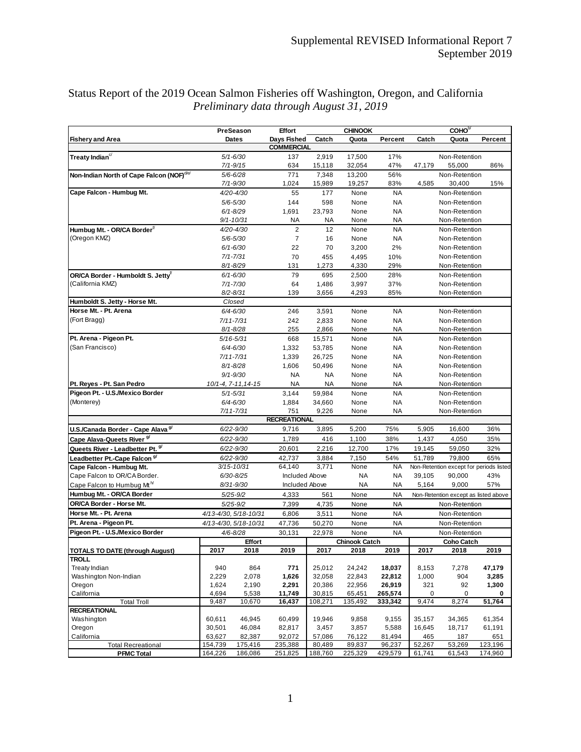# Status Report of the 2019 Ocean Salmon Fisheries off Washington, Oregon, and California

*Preliminary data through August 31, 2019*

| Fishery and Area | PreSeason Dates | Effort Days Fished | CHINOOK Catch | CHINOOK Quota | CHINOOK Percent | COHO[b/] Catch | COHO[b/] Quota | COHO[b/] Percent |
|---|---|---|---|---|---|---|---|---|
| | | **COMMERCIAL** | | | | | | |
| **Treaty Indian**[c/] | *5/1-6/30* | 137 | 2,919 | 17,500 | 17% | | Non-Retention | |
| | *7/1-9/15* | 634 | 15,118 | 32,054 | 47% | 47,179 | 55,000 | 86% |
| **Non-Indian North of Cape Falcon (NOF)**[d/e/] | *5/6-6/28* | 771 | 7,348 | 13,200 | 56% | | Non-Retention | |
| | *7/1-9/30* | 1,024 | 15,989 | 19,257 | 83% | 4,585 | 30,400 | 15% |
| **Cape Falcon - Humbug Mt.** | *4/20-4/30* | 55 | 177 | None | NA | | Non-Retention | |
| | *5/6-5/30* | 144 | 598 | None | NA | | Non-Retention | |
| | *6/1-8/29* | 1,691 | 23,793 | None | NA | | Non-Retention | |
| | *9/1-10/31* | NA | NA | None | NA | | Non-Retention | |
| **Humbug Mt. - OR/CA Border**[f/] | *4/20-4/30* | 2 | 12 | None | NA | | Non-Retention | |
| (Oregon KMZ) | *5/6-5/30* | 7 | 16 | None | NA | | Non-Retention | |
| | *6/1-6/30* | 22 | 70 | 3,200 | 2% | | Non-Retention | |
| | *7/1-7/31* | 70 | 455 | 4,495 | 10% | | Non-Retention | |
| | *8/1-8/29* | 131 | 1,273 | 4,330 | 29% | | Non-Retention | |
| **OR/CA Border - Humboldt S. Jetty**[f/] | *6/1-6/30* | 79 | 695 | 2,500 | 28% | | Non-Retention | |
| (California KMZ) | *7/1-7/30* | 64 | 1,486 | 3,997 | 37% | | Non-Retention | |
| | *8/2-8/31* | 139 | 3,656 | 4,293 | 85% | | Non-Retention | |
| **Humboldt S. Jetty - Horse Mt.** | *Closed* | | | | | | | |
| **Horse Mt. - Pt. Arena** | *6/4-6/30* | 246 | 3,591 | None | NA | | Non-Retention | |
| (Fort Bragg) | *7/11-7/31* | 242 | 2,833 | None | NA | | Non-Retention | |
| | *8/1-8/28* | 255 | 2,866 | None | NA | | Non-Retention | |
| **Pt. Arena - Pigeon Pt.** | *5/16-5/31* | 668 | 15,571 | None | NA | | Non-Retention | |
| (San Francisco) | *6/4-6/30* | 1,332 | 53,785 | None | NA | | Non-Retention | |
| | *7/11-7/31* | 1,339 | 26,725 | None | NA | | Non-Retention | |
| | *8/1-8/28* | 1,606 | 50,496 | None | NA | | Non-Retention | |
| | *9/1-9/30* | NA | NA | None | NA | | Non-Retention | |
| **Pt. Reyes - Pt. San Pedro** | *10/1-4, 7-11,14-15* | NA | NA | None | NA | | Non-Retention | |
| **Pigeon Pt. - U.S./Mexico Border** | *5/1-5/31* | 3,144 | 59,984 | None | NA | | Non-Retention | |
| (Monterey) | *6/4-6/30* | 1,884 | 34,660 | None | NA | | Non-Retention | |
| | *7/11-7/31* | 751 | 9,226 | None | NA | | Non-Retention | |
| | | **RECREATIONAL** | | | | | | |
| **U.S./Canada Border - Cape Alava**[g/] | *6/22-9/30* | 9,716 | 3,895 | 5,200 | 75% | 5,905 | 16,600 | 36% |
| **Cape Alava-Queets River**[g/] | *6/22-9/30* | 1,789 | 416 | 1,100 | 38% | 1,437 | 4,050 | 35% |
| **Queets River - Leadbetter Pt.**[g/] | *6/22-9/30* | 20,601 | 2,216 | 12,700 | 17% | 19,145 | 59,050 | 32% |
| **Leadbetter Pt.-Cape Falcon**[g/] | *6/22-9/30* | 42,737 | 3,884 | 7,150 | 54% | 51,789 | 79,800 | 65% |
| **Cape Falcon - Humbug Mt.** | *3/15-10/31* | 64,140 | 3,771 | None | NA | Non-Retention except for periods listed | | |
| Cape Falcon to OR/CA Border. | *6/30-8/25* | Included Above | | NA | NA | 39,105 | 90,000 | 43% |
| Cape Falcon to Humbug Mt[h/] | *8/31-9/30* | Included Above | | NA | NA | 5,164 | 9,000 | 57% |
| **Humbug Mt. - OR/CA Border** | *5/25-9/2* | 4,333 | 561 | None | NA | Non-Retention except as listed above | | |
| **OR/CA Border - Horse Mt.** | *5/25-9/2* | 7,399 | 4,735 | None | NA | | Non-Retention | |
| **Horse Mt. - Pt. Arena** | *4/13-4/30, 5/18-10/31* | 6,806 | 3,511 | None | NA | | Non-Retention | |
| **Pt. Arena - Pigeon Pt.** | *4/13-4/30, 5/18-10/31* | 47,736 | 50,270 | None | NA | | Non-Retention | |
| **Pigeon Pt. - U.S./Mexico Border** | *4/6-8/28* | 30,131 | 22,978 | None | NA | | Non-Retention | |

| **TOTALS TO DATE (through August)** | Effort 2017 | Effort 2018 | Effort 2019 | Chinook Catch 2017 | Chinook Catch 2018 | Chinook Catch 2019 | Coho Catch 2017 | Coho Catch 2018 | Coho Catch 2019 |
|---|---|---|---|---|---|---|---|---|---|
| **TROLL** | | | | | | | | | |
| Treaty Indian | 940 | 864 | **771** | 25,012 | 24,242 | **18,037** | 8,153 | 7,278 | **47,179** |
| Washington Non-Indian | 2,229 | 2,078 | **1,626** | 32,058 | 22,843 | **22,812** | 1,000 | 904 | **3,285** |
| Oregon | 1,624 | 2,190 | **2,291** | 20,386 | 22,956 | **26,919** | 321 | 92 | **1,300** |
| California | 4,694 | 5,538 | **11,749** | 30,815 | 65,451 | **265,574** | 0 | 0 | **0** |
| Total Troll | 9,487 | 10,670 | **16,437** | 108,271 | 135,492 | **333,342** | 9,474 | 8,274 | **51,764** |
| **RECREATIONAL** | | | | | | | | | |
| Washington | 60,611 | 46,945 | 60,499 | 19,946 | 9,858 | 9,155 | 35,157 | 34,365 | 61,354 |
| Oregon | 30,501 | 46,084 | 82,817 | 3,457 | 3,857 | 5,588 | 16,645 | 18,717 | 61,191 |
| California | 63,627 | 82,387 | 92,072 | 57,086 | 76,122 | 81,494 | 465 | 187 | 651 |
| Total Recreational | 154,739 | 175,416 | 235,388 | 80,489 | 89,837 | 96,237 | 52,267 | 53,269 | 123,196 |
| **PFMC Total** | 164,226 | 186,086 | 251,825 | 188,760 | 225,329 | 429,579 | 61,741 | 61,543 | 174,960 |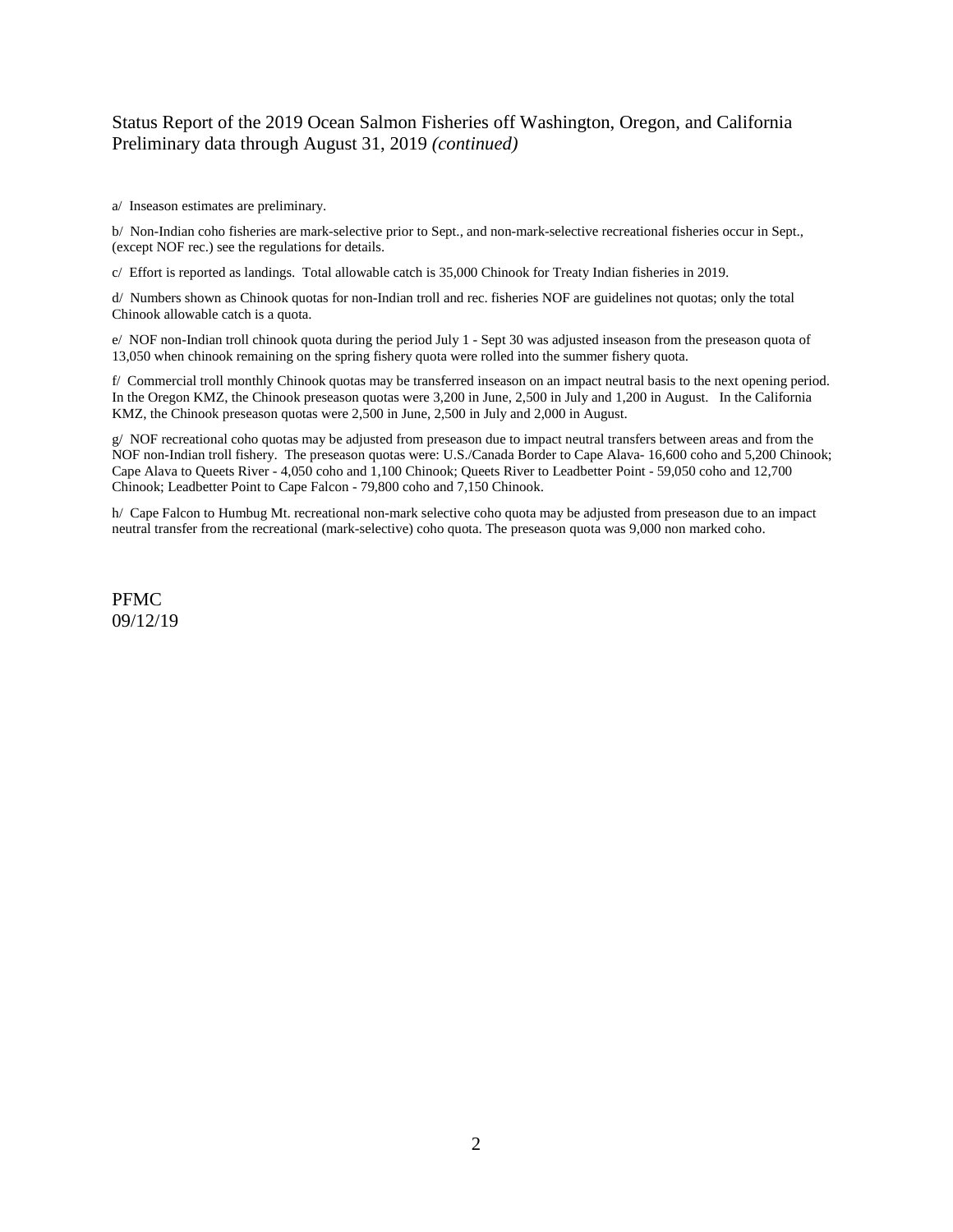Status Report of the 2019 Ocean Salmon Fisheries off Washington, Oregon, and California Preliminary data through August 31, 2019 *(continued)*

a/ Inseason estimates are preliminary.

b/ Non-Indian coho fisheries are mark-selective prior to Sept., and non-mark-selective recreational fisheries occur in Sept., (except NOF rec.) see the regulations for details.

c/ Effort is reported as landings. Total allowable catch is 35,000 Chinook for Treaty Indian fisheries in 2019.

d/ Numbers shown as Chinook quotas for non-Indian troll and rec. fisheries NOF are guidelines not quotas; only the total Chinook allowable catch is a quota.

e/ NOF non-Indian troll chinook quota during the period July 1 - Sept 30 was adjusted inseason from the preseason quota of 13,050 when chinook remaining on the spring fishery quota were rolled into the summer fishery quota.

f/ Commercial troll monthly Chinook quotas may be transferred inseason on an impact neutral basis to the next opening period. In the Oregon KMZ, the Chinook preseason quotas were 3,200 in June, 2,500 in July and 1,200 in August. In the California KMZ, the Chinook preseason quotas were 2,500 in June, 2,500 in July and 2,000 in August.

g/ NOF recreational coho quotas may be adjusted from preseason due to impact neutral transfers between areas and from the NOF non-Indian troll fishery. The preseason quotas were: U.S./Canada Border to Cape Alava- 16,600 coho and 5,200 Chinook; Cape Alava to Queets River - 4,050 coho and 1,100 Chinook; Queets River to Leadbetter Point - 59,050 coho and 12,700 Chinook; Leadbetter Point to Cape Falcon - 79,800 coho and 7,150 Chinook.

h/ Cape Falcon to Humbug Mt. recreational non-mark selective coho quota may be adjusted from preseason due to an impact neutral transfer from the recreational (mark-selective) coho quota. The preseason quota was 9,000 non marked coho.

PFMC
09/12/19